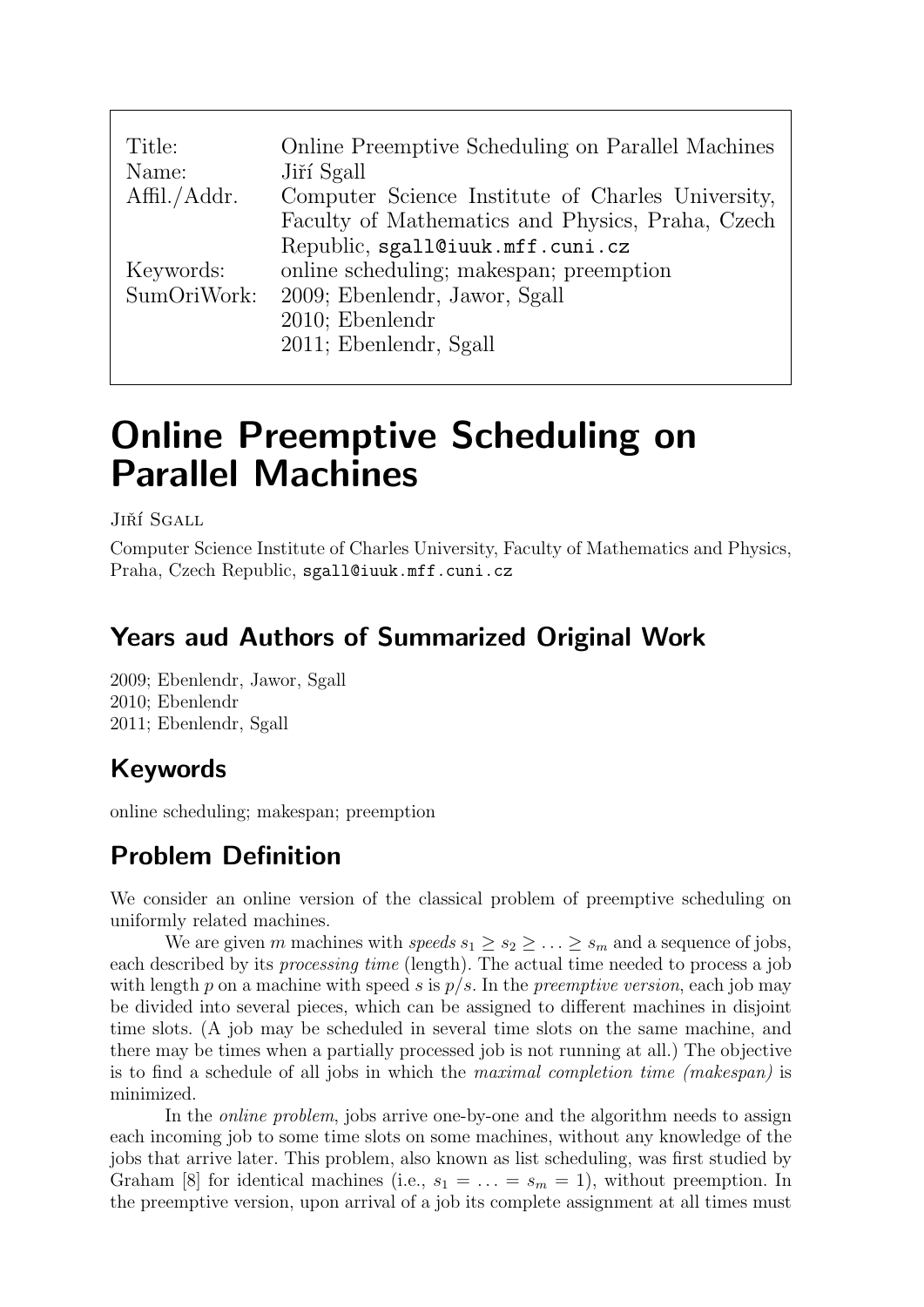| | |
|---|---|
| Title: | Online Preemptive Scheduling on Parallel Machines |
| Name: | Jiří Sgall |
| Affil./Addr. | Computer Science Institute of Charles University, Faculty of Mathematics and Physics, Praha, Czech Republic, sgall@iuuk.mff.cuni.cz |
| Keywords: | online scheduling; makespan; preemption |
| SumOriWork: | 2009; Ebenlendr, Jawor, Sgall |
| | 2010; Ebenlendr |
| | 2011; Ebenlendr, Sgall |

# Online Preemptive Scheduling on Parallel Machines

Jiří Sgall

Computer Science Institute of Charles University, Faculty of Mathematics and Physics, Praha, Czech Republic, sgall@iuuk.mff.cuni.cz

## Years aud Authors of Summarized Original Work

2009; Ebenlendr, Jawor, Sgall
2010; Ebenlendr
2011; Ebenlendr, Sgall

## Keywords

online scheduling; makespan; preemption

## Problem Definition

We consider an online version of the classical problem of preemptive scheduling on uniformly related machines.

We are given $m$ machines with *speeds* $s_1 \geq s_2 \geq \ldots \geq s_m$ and a sequence of jobs, each described by its *processing time* (length). The actual time needed to process a job with length $p$ on a machine with speed $s$ is $p/s$. In the *preemptive version*, each job may be divided into several pieces, which can be assigned to different machines in disjoint time slots. (A job may be scheduled in several time slots on the same machine, and there may be times when a partially processed job is not running at all.) The objective is to find a schedule of all jobs in which the *maximal completion time (makespan)* is minimized.

In the *online problem*, jobs arrive one-by-one and the algorithm needs to assign each incoming job to some time slots on some machines, without any knowledge of the jobs that arrive later. This problem, also known as list scheduling, was first studied by Graham [8] for identical machines (i.e., $s_1 = \ldots = s_m = 1$), without preemption. In the preemptive version, upon arrival of a job its complete assignment at all times must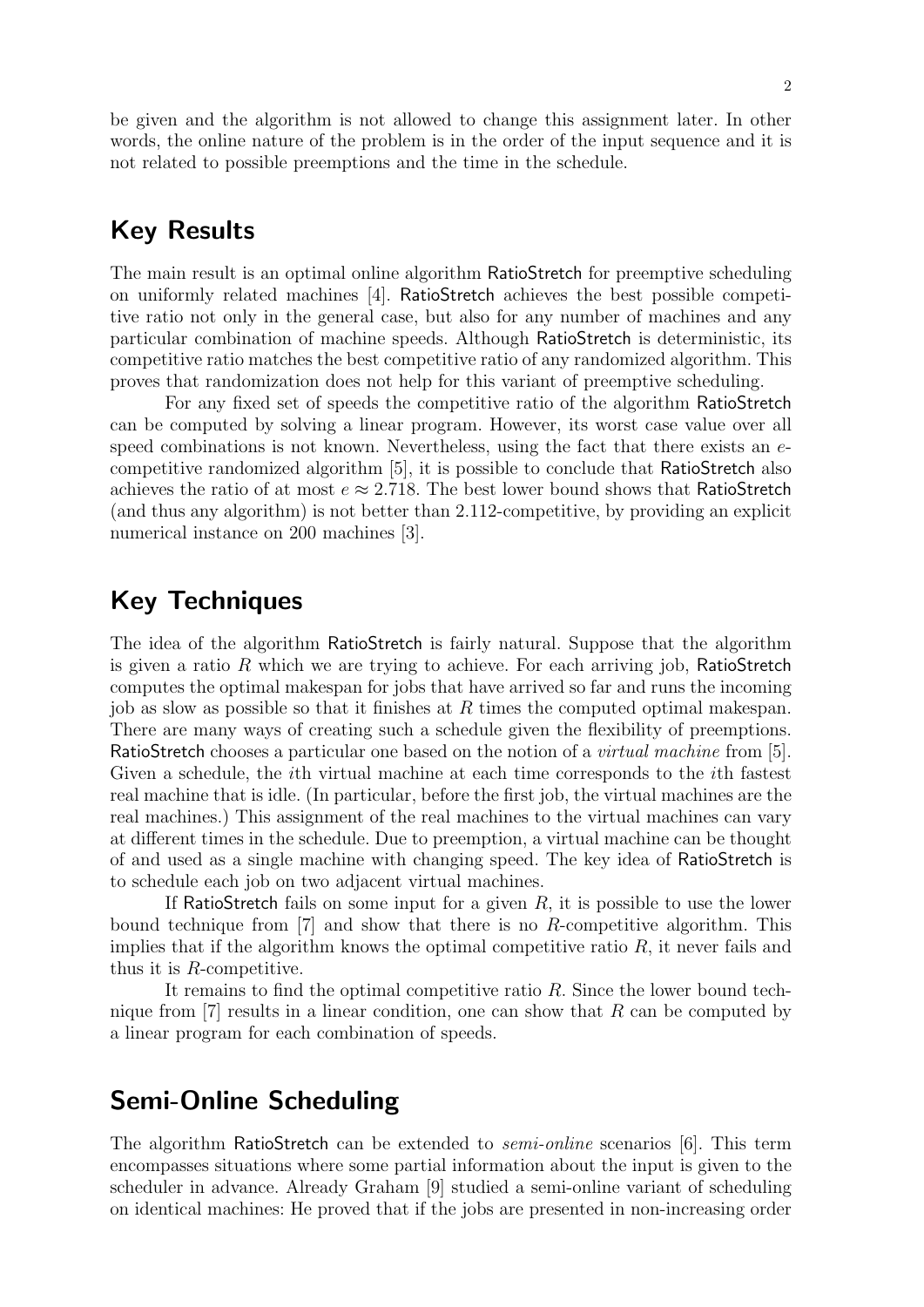be given and the algorithm is not allowed to change this assignment later. In other words, the online nature of the problem is in the order of the input sequence and it is not related to possible preemptions and the time in the schedule.

## Key Results

The main result is an optimal online algorithm RatioStretch for preemptive scheduling on uniformly related machines [4]. RatioStretch achieves the best possible competitive ratio not only in the general case, but also for any number of machines and any particular combination of machine speeds. Although RatioStretch is deterministic, its competitive ratio matches the best competitive ratio of any randomized algorithm. This proves that randomization does not help for this variant of preemptive scheduling.

For any fixed set of speeds the competitive ratio of the algorithm RatioStretch can be computed by solving a linear program. However, its worst case value over all speed combinations is not known. Nevertheless, using the fact that there exists an $e$-competitive randomized algorithm [5], it is possible to conclude that RatioStretch also achieves the ratio of at most $e \approx 2.718$. The best lower bound shows that RatioStretch (and thus any algorithm) is not better than 2.112-competitive, by providing an explicit numerical instance on 200 machines [3].

## Key Techniques

The idea of the algorithm RatioStretch is fairly natural. Suppose that the algorithm is given a ratio $R$ which we are trying to achieve. For each arriving job, RatioStretch computes the optimal makespan for jobs that have arrived so far and runs the incoming job as slow as possible so that it finishes at $R$ times the computed optimal makespan. There are many ways of creating such a schedule given the flexibility of preemptions. RatioStretch chooses a particular one based on the notion of a *virtual machine* from [5]. Given a schedule, the $i$th virtual machine at each time corresponds to the $i$th fastest real machine that is idle. (In particular, before the first job, the virtual machines are the real machines.) This assignment of the real machines to the virtual machines can vary at different times in the schedule. Due to preemption, a virtual machine can be thought of and used as a single machine with changing speed. The key idea of RatioStretch is to schedule each job on two adjacent virtual machines.

If RatioStretch fails on some input for a given $R$, it is possible to use the lower bound technique from [7] and show that there is no $R$-competitive algorithm. This implies that if the algorithm knows the optimal competitive ratio $R$, it never fails and thus it is $R$-competitive.

It remains to find the optimal competitive ratio $R$. Since the lower bound technique from [7] results in a linear condition, one can show that $R$ can be computed by a linear program for each combination of speeds.

## Semi-Online Scheduling

The algorithm RatioStretch can be extended to *semi-online* scenarios [6]. This term encompasses situations where some partial information about the input is given to the scheduler in advance. Already Graham [9] studied a semi-online variant of scheduling on identical machines: He proved that if the jobs are presented in non-increasing order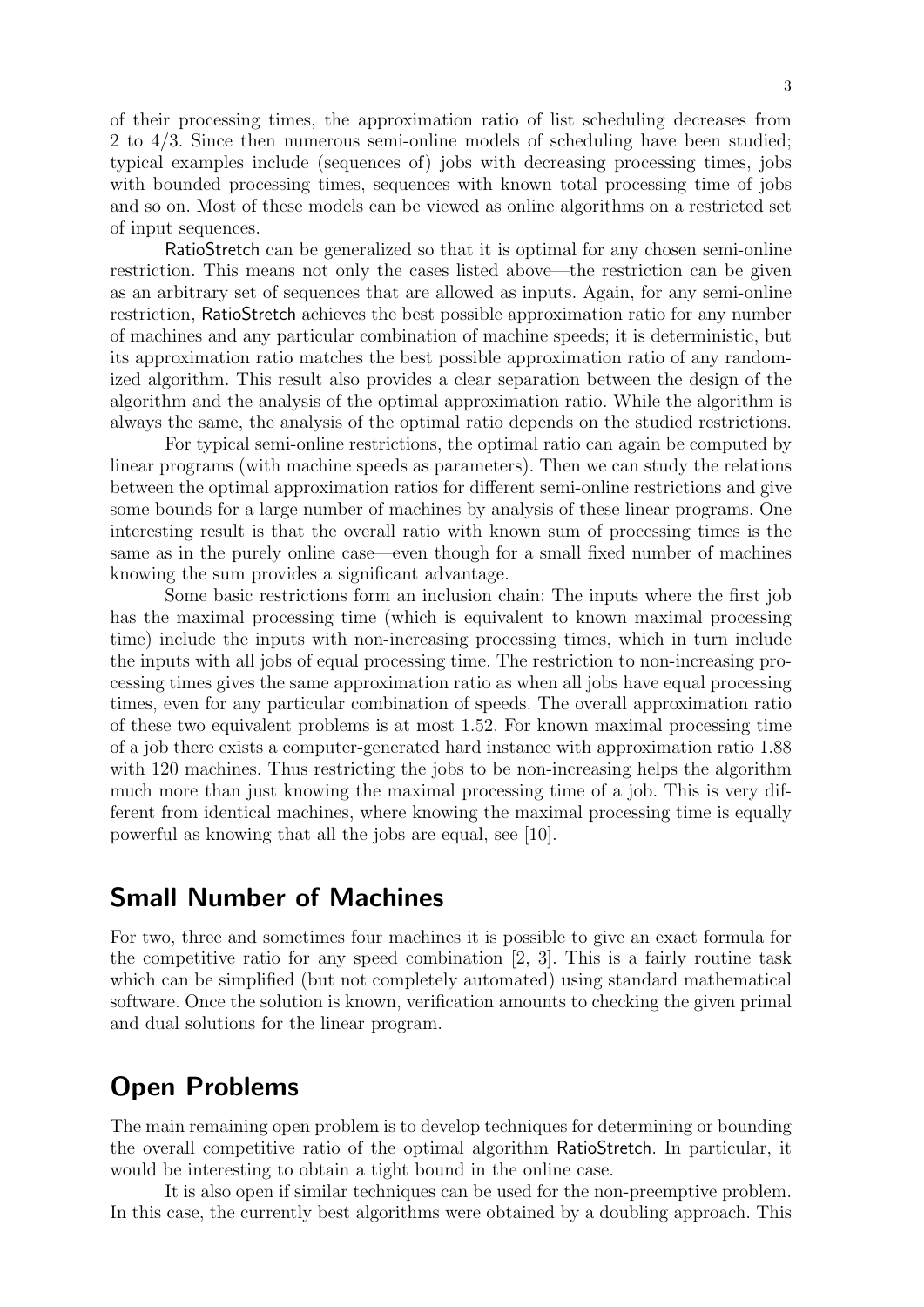of their processing times, the approximation ratio of list scheduling decreases from 2 to 4/3. Since then numerous semi-online models of scheduling have been studied; typical examples include (sequences of) jobs with decreasing processing times, jobs with bounded processing times, sequences with known total processing time of jobs and so on. Most of these models can be viewed as online algorithms on a restricted set of input sequences.

RatioStretch can be generalized so that it is optimal for any chosen semi-online restriction. This means not only the cases listed above—the restriction can be given as an arbitrary set of sequences that are allowed as inputs. Again, for any semi-online restriction, RatioStretch achieves the best possible approximation ratio for any number of machines and any particular combination of machine speeds; it is deterministic, but its approximation ratio matches the best possible approximation ratio of any randomized algorithm. This result also provides a clear separation between the design of the algorithm and the analysis of the optimal approximation ratio. While the algorithm is always the same, the analysis of the optimal ratio depends on the studied restrictions.

For typical semi-online restrictions, the optimal ratio can again be computed by linear programs (with machine speeds as parameters). Then we can study the relations between the optimal approximation ratios for different semi-online restrictions and give some bounds for a large number of machines by analysis of these linear programs. One interesting result is that the overall ratio with known sum of processing times is the same as in the purely online case—even though for a small fixed number of machines knowing the sum provides a significant advantage.

Some basic restrictions form an inclusion chain: The inputs where the first job has the maximal processing time (which is equivalent to known maximal processing time) include the inputs with non-increasing processing times, which in turn include the inputs with all jobs of equal processing time. The restriction to non-increasing processing times gives the same approximation ratio as when all jobs have equal processing times, even for any particular combination of speeds. The overall approximation ratio of these two equivalent problems is at most 1.52. For known maximal processing time of a job there exists a computer-generated hard instance with approximation ratio 1.88 with 120 machines. Thus restricting the jobs to be non-increasing helps the algorithm much more than just knowing the maximal processing time of a job. This is very different from identical machines, where knowing the maximal processing time is equally powerful as knowing that all the jobs are equal, see [10].

## Small Number of Machines

For two, three and sometimes four machines it is possible to give an exact formula for the competitive ratio for any speed combination [2, 3]. This is a fairly routine task which can be simplified (but not completely automated) using standard mathematical software. Once the solution is known, verification amounts to checking the given primal and dual solutions for the linear program.

## Open Problems

The main remaining open problem is to develop techniques for determining or bounding the overall competitive ratio of the optimal algorithm RatioStretch. In particular, it would be interesting to obtain a tight bound in the online case.

It is also open if similar techniques can be used for the non-preemptive problem. In this case, the currently best algorithms were obtained by a doubling approach. This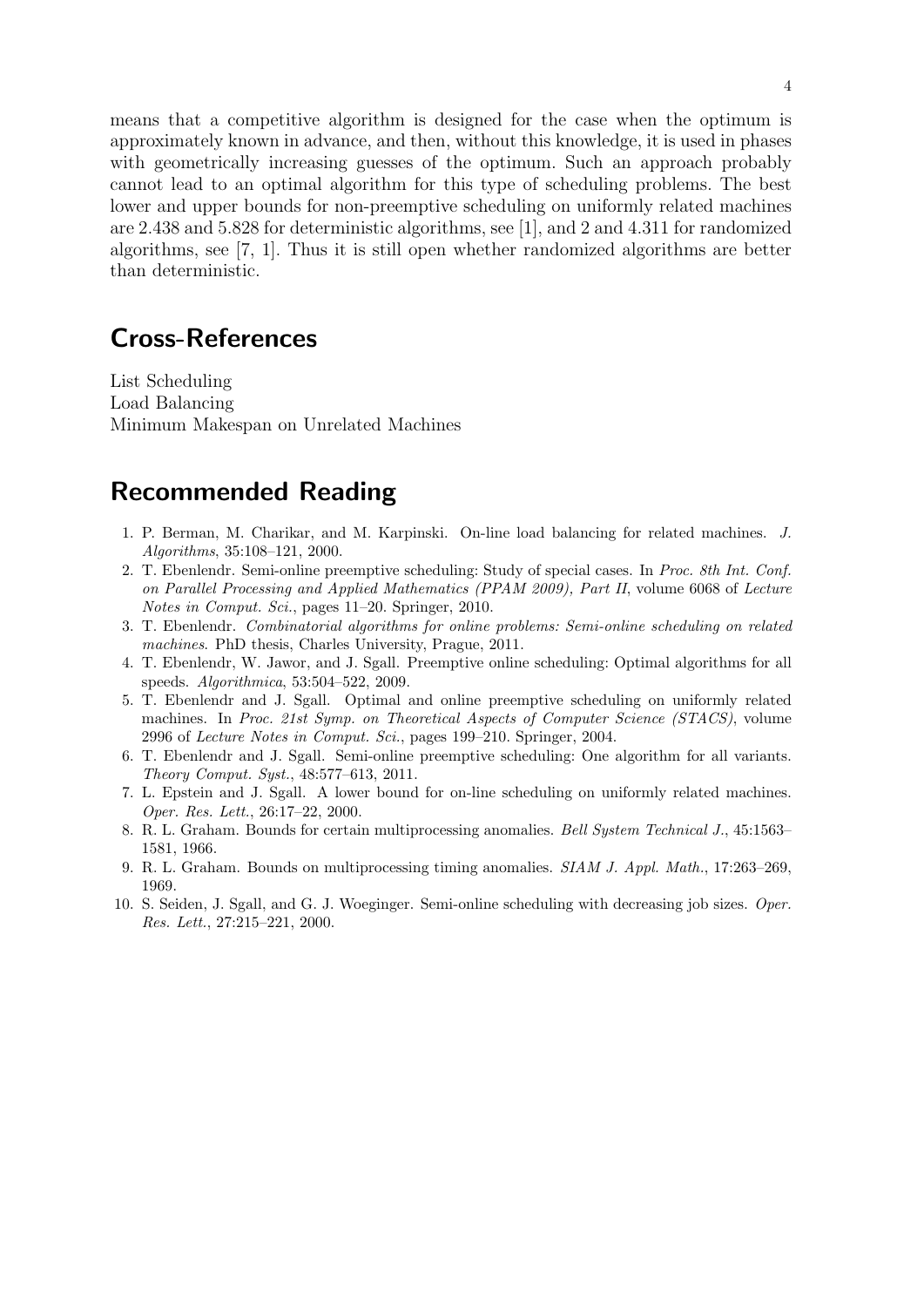means that a competitive algorithm is designed for the case when the optimum is approximately known in advance, and then, without this knowledge, it is used in phases with geometrically increasing guesses of the optimum. Such an approach probably cannot lead to an optimal algorithm for this type of scheduling problems. The best lower and upper bounds for non-preemptive scheduling on uniformly related machines are 2.438 and 5.828 for deterministic algorithms, see [1], and 2 and 4.311 for randomized algorithms, see [7, 1]. Thus it is still open whether randomized algorithms are better than deterministic.

## Cross-References

List Scheduling
Load Balancing
Minimum Makespan on Unrelated Machines

## Recommended Reading

1. P. Berman, M. Charikar, and M. Karpinski. On-line load balancing for related machines. *J. Algorithms*, 35:108–121, 2000.
2. T. Ebenlendr. Semi-online preemptive scheduling: Study of special cases. In *Proc. 8th Int. Conf. on Parallel Processing and Applied Mathematics (PPAM 2009), Part II*, volume 6068 of *Lecture Notes in Comput. Sci.*, pages 11–20. Springer, 2010.
3. T. Ebenlendr. *Combinatorial algorithms for online problems: Semi-online scheduling on related machines*. PhD thesis, Charles University, Prague, 2011.
4. T. Ebenlendr, W. Jawor, and J. Sgall. Preemptive online scheduling: Optimal algorithms for all speeds. *Algorithmica*, 53:504–522, 2009.
5. T. Ebenlendr and J. Sgall. Optimal and online preemptive scheduling on uniformly related machines. In *Proc. 21st Symp. on Theoretical Aspects of Computer Science (STACS)*, volume 2996 of *Lecture Notes in Comput. Sci.*, pages 199–210. Springer, 2004.
6. T. Ebenlendr and J. Sgall. Semi-online preemptive scheduling: One algorithm for all variants. *Theory Comput. Syst.*, 48:577–613, 2011.
7. L. Epstein and J. Sgall. A lower bound for on-line scheduling on uniformly related machines. *Oper. Res. Lett.*, 26:17–22, 2000.
8. R. L. Graham. Bounds for certain multiprocessing anomalies. *Bell System Technical J.*, 45:1563–1581, 1966.
9. R. L. Graham. Bounds on multiprocessing timing anomalies. *SIAM J. Appl. Math.*, 17:263–269, 1969.
10. S. Seiden, J. Sgall, and G. J. Woeginger. Semi-online scheduling with decreasing job sizes. *Oper. Res. Lett.*, 27:215–221, 2000.